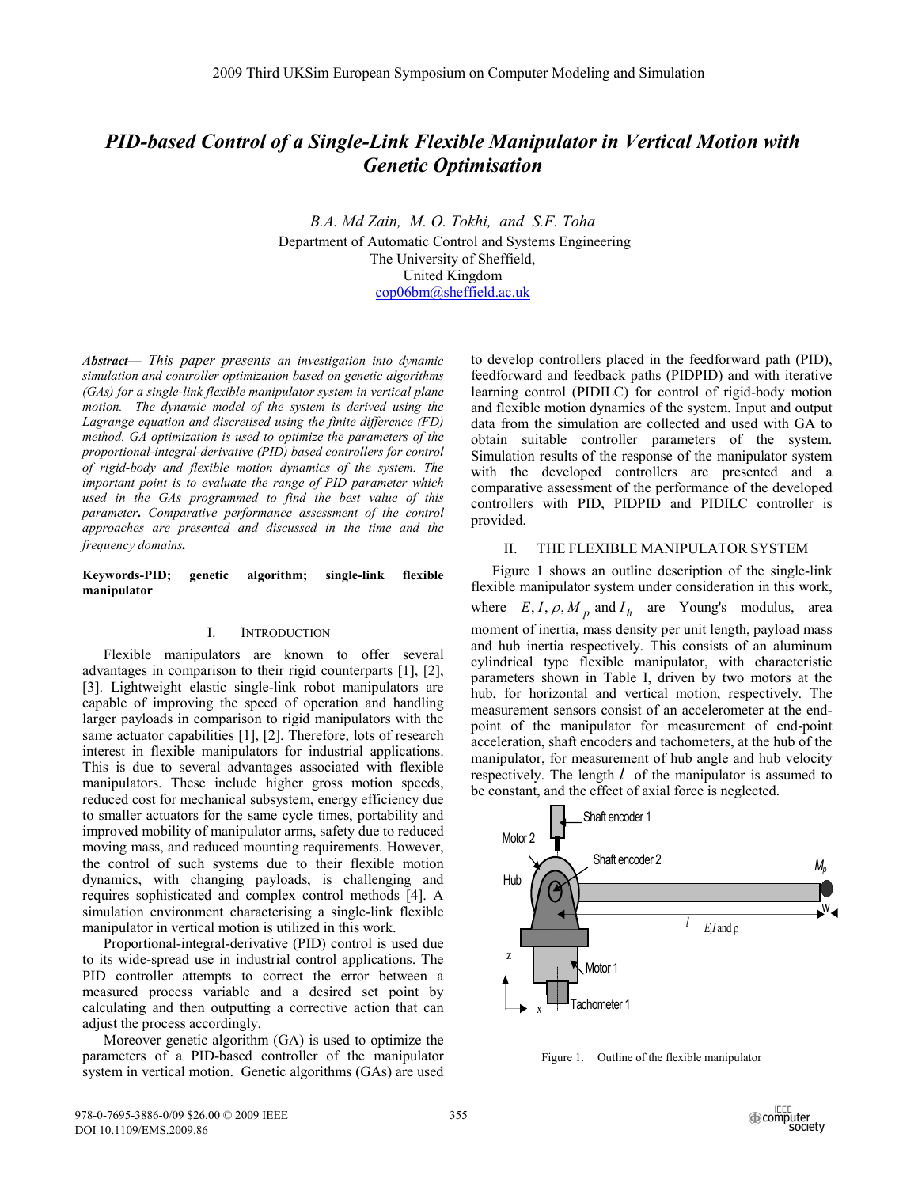# PID-based Control of a Single-Link Flexible Manipulator in Vertical Motion with Genetic Optimisation

*B.A. Md Zain, M. O. Tokhi, and S.F. Toha*

Department of Automatic Control and Systems Engineering
The University of Sheffield,
United Kingdom
cop06bm@sheffield.ac.uk

***Abstract*— *This paper presents an investigation into dynamic simulation and controller optimization based on genetic algorithms (GAs) for a single-link flexible manipulator system in vertical plane motion. The dynamic model of the system is derived using the Lagrange equation and discretised using the finite difference (FD) method. GA optimization is used to optimize the parameters of the proportional-integral-derivative (PID) based controllers for control of rigid-body and flexible motion dynamics of the system. The important point is to evaluate the range of PID parameter which used in the GAs programmed to find the best value of this parameter. Comparative performance assessment of the control approaches are presented and discussed in the time and the frequency domains.***

**Keywords-PID; genetic algorithm; single-link flexible manipulator**

## I. Introduction

Flexible manipulators are known to offer several advantages in comparison to their rigid counterparts [1], [2], [3]. Lightweight elastic single-link robot manipulators are capable of improving the speed of operation and handling larger payloads in comparison to rigid manipulators with the same actuator capabilities [1], [2]. Therefore, lots of research interest in flexible manipulators for industrial applications. This is due to several advantages associated with flexible manipulators. These include higher gross motion speeds, reduced cost for mechanical subsystem, energy efficiency due to smaller actuators for the same cycle times, portability and improved mobility of manipulator arms, safety due to reduced moving mass, and reduced mounting requirements. However, the control of such systems due to their flexible motion dynamics, with changing payloads, is challenging and requires sophisticated and complex control methods [4]. A simulation environment characterising a single-link flexible manipulator in vertical motion is utilized in this work.

Proportional-integral-derivative (PID) control is used due to its wide-spread use in industrial control applications. The PID controller attempts to correct the error between a measured process variable and a desired set point by calculating and then outputting a corrective action that can adjust the process accordingly.

Moreover genetic algorithm (GA) is used to optimize the parameters of a PID-based controller of the manipulator system in vertical motion. Genetic algorithms (GAs) are used to develop controllers placed in the feedforward path (PID), feedforward and feedback paths (PIDPID) and with iterative learning control (PIDILC) for control of rigid-body motion and flexible motion dynamics of the system. Input and output data from the simulation are collected and used with GA to obtain suitable controller parameters of the system. Simulation results of the response of the manipulator system with the developed controllers are presented and a comparative assessment of the performance of the developed controllers with PID, PIDPID and PIDILC controller is provided.

## II. The Flexible Manipulator System

Figure 1 shows an outline description of the single-link flexible manipulator system under consideration in this work, where $E, I, \rho, M_p$ and $I_h$ are Young's modulus, area moment of inertia, mass density per unit length, payload mass and hub inertia respectively. This consists of an aluminum cylindrical type flexible manipulator, with characteristic parameters shown in Table I, driven by two motors at the hub, for horizontal and vertical motion, respectively. The measurement sensors consist of an accelerometer at the end-point of the manipulator for measurement of end-point acceleration, shaft encoders and tachometers, at the hub of the manipulator, for measurement of hub angle and hub velocity respectively. The length $l$ of the manipulator is assumed to be constant, and the effect of axial force is neglected.

Shaft encoder 1
Motor 2
Shaft encoder 2
Hub
$M_p$
w
$l$
$E$,$I$ and $\rho$
z
x
Motor 1
Tachometer 1

Figure 1. Outline of the flexible manipulator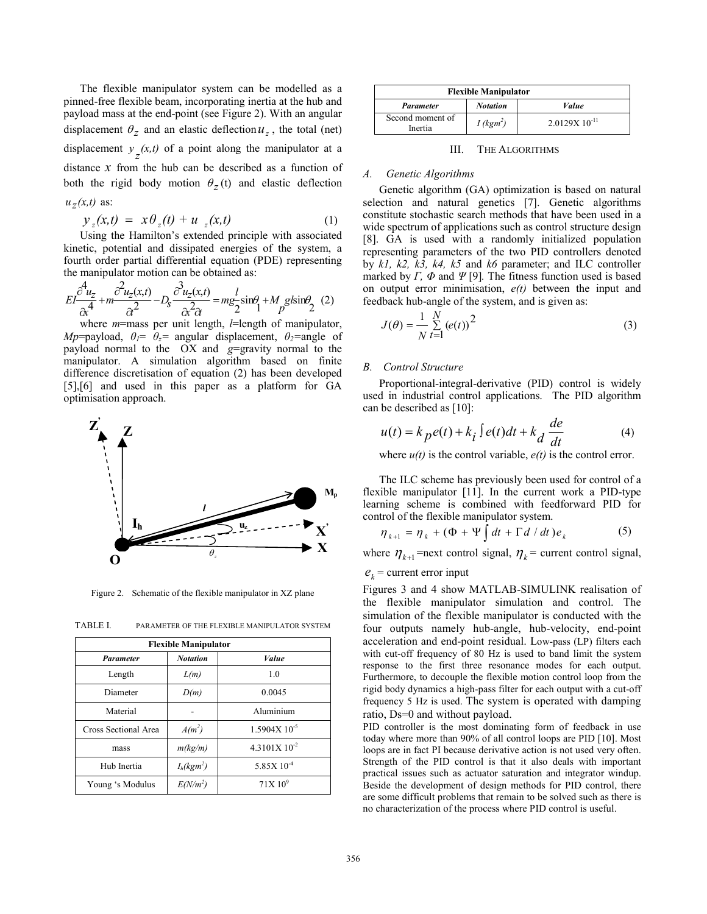The flexible manipulator system can be modelled as a pinned-free flexible beam, incorporating inertia at the hub and payload mass at the end-point (see Figure 2). With an angular displacement $\theta_z$ and an elastic deflection $u_z$, the total (net) displacement $y_z(x,t)$ of a point along the manipulator at a distance $x$ from the hub can be described as a function of both the rigid body motion $\theta_z(t)$ and elastic deflection $u_z(x,t)$ as:

$$y_z(x,t) = x\theta_z(t) + u_z(x,t) \tag{1}$$

Using the Hamilton's extended principle with associated kinetic, potential and dissipated energies of the system, a fourth order partial differential equation (PDE) representing the manipulator motion can be obtained as:

$$EI\frac{\partial^4 u_z}{\partial x^4} + m\frac{\partial^2 u_z(x,t)}{\partial t^2} - D_s\frac{\partial^3 u_z(x,t)}{\partial x^2 \partial t} = mg\frac{l}{2}\sin\theta_1 + M_p gl\sin\theta_2 \tag{2}$$

where $m$=mass per unit length, $l$=length of manipulator, $Mp$=payload, $\theta_1 = \theta_z$= angular displacement, $\theta_2$=angle of payload normal to the OX and $g$=gravity normal to the manipulator. A simulation algorithm based on finite difference discretisation of equation (2) has been developed [5],[6] and used in this paper as a platform for GA optimisation approach.

Figure 2. Schematic of the flexible manipulator in XZ plane

TABLE I. PARAMETER OF THE FLEXIBLE MANIPULATOR SYSTEM

| Flexible Manipulator | | |
|---|---|---|
| *Parameter* | *Notation* | *Value* |
| Length | *L(m)* | 1.0 |
| Diameter | *D(m)* | 0.0045 |
| Material | - | Aluminium |
| Cross Sectional Area | *A(m$^2$)* | $1.5904X\ 10^{-5}$ |
| mass | *m(kg/m)* | $4.3101X\ 10^{-2}$ |
| Hub Inertia | *$I_h$(kgm$^2$)* | $5.85X\ 10^{-4}$ |
| Young 's Modulus | *E(N/m$^2$)* | $71X\ 10^{9}$ |
| Second moment of Inertia | *I (kgm$^2$)* | $2.0129X\ 10^{-11}$ |

## III. THE ALGORITHMS

### *A. Genetic Algorithms*

Genetic algorithm (GA) optimization is based on natural selection and natural genetics [7]. Genetic algorithms constitute stochastic search methods that have been used in a wide spectrum of applications such as control structure design [8]. GA is used with a randomly initialized population representing parameters of the two PID controllers denoted by *k1, k2, k3, k4, k5* and *k6* parameter; and ILC controller marked by $\Gamma$, $\Phi$ and $\Psi$ [9]. The fitness function used is based on output error minimisation, $e(t)$ between the input and feedback hub-angle of the system, and is given as:

$$J(\theta) = \frac{1}{N}\sum_{t=1}^{N}(e(t))^2 \tag{3}$$

### *B. Control Structure*

Proportional-integral-derivative (PID) control is widely used in industrial control applications. The PID algorithm can be described as [10]:

$$u(t) = k_p e(t) + k_i \int e(t)dt + k_d \frac{de}{dt} \tag{4}$$

where $u(t)$ is the control variable, $e(t)$ is the control error.

The ILC scheme has previously been used for control of a flexible manipulator [11]. In the current work a PID-type learning scheme is combined with feedforward PID for control of the flexible manipulator system.

$$\eta_{k+1} = \eta_k + (\Phi + \Psi\int dt + \Gamma d/dt)e_k \tag{5}$$

where $\eta_{k+1}$=next control signal, $\eta_k$= current control signal, $e_k$ = current error input

Figures 3 and 4 show MATLAB-SIMULINK realisation of the flexible manipulator simulation and control. The simulation of the flexible manipulator is conducted with the four outputs namely hub-angle, hub-velocity, end-point acceleration and end-point residual. Low-pass (LP) filters each with cut-off frequency of 80 Hz is used to band limit the system response to the first three resonance modes for each output. Furthermore, to decouple the flexible motion control loop from the rigid body dynamics a high-pass filter for each output with a cut-off frequency 5 Hz is used. The system is operated with damping ratio, Ds=0 and without payload.

PID controller is the most dominating form of feedback in use today where more than 90% of all control loops are PID [10]. Most loops are in fact PI because derivative action is not used very often. Strength of the PID control is that it also deals with important practical issues such as actuator saturation and integrator windup. Beside the development of design methods for PID control, there are some difficult problems that remain to be solved such as there is no characterization of the process where PID control is useful.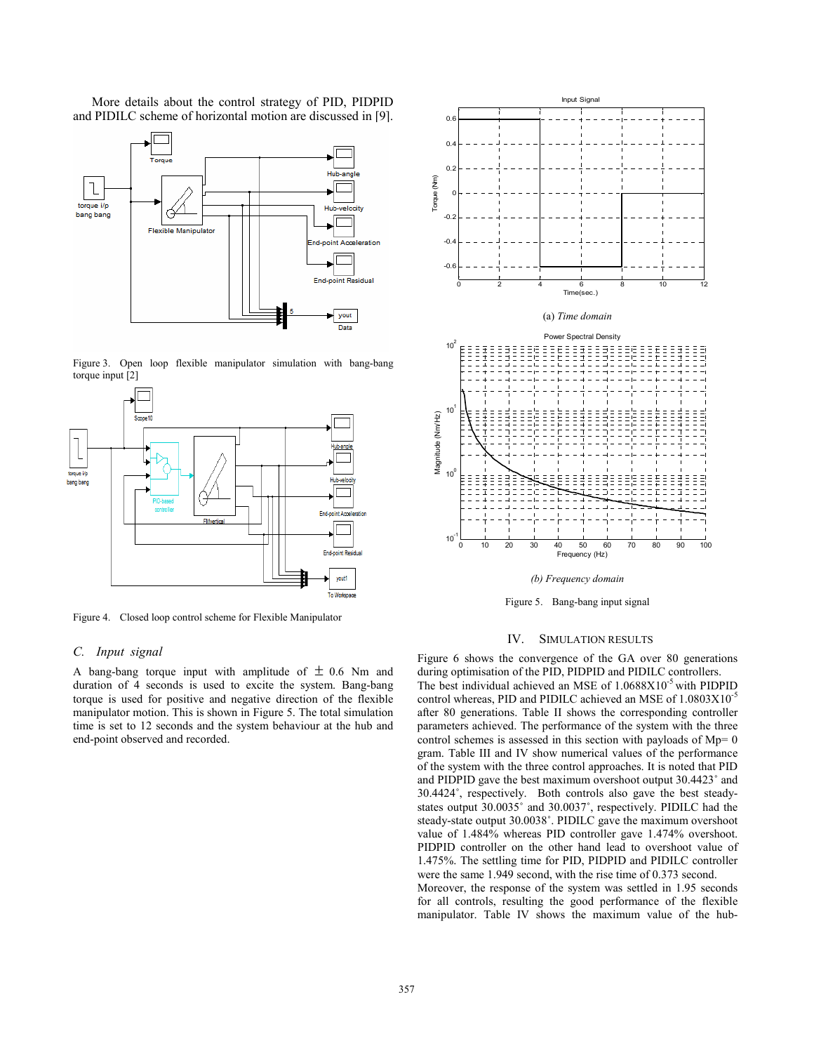More details about the control strategy of PID, PIDPID and PIDILC scheme of horizontal motion are discussed in [9].

Figure 3. Open loop flexible manipulator simulation with bang-bang torque input [2]

Figure 4. Closed loop control scheme for Flexible Manipulator

### C. Input signal

A bang-bang torque input with amplitude of ± 0.6 Nm and duration of 4 seconds is used to excite the system. Bang-bang torque is used for positive and negative direction of the flexible manipulator motion. This is shown in Figure 5. The total simulation time is set to 12 seconds and the system behaviour at the hub and end-point observed and recorded.

(a) *Time domain*

*(b) Frequency domain*

Figure 5. Bang-bang input signal

## IV. SIMULATION RESULTS

Figure 6 shows the convergence of the GA over 80 generations during optimisation of the PID, PIDPID and PIDILC controllers. The best individual achieved an MSE of $1.0688 \times 10^{-5}$ with PIDPID control whereas, PID and PIDILC achieved an MSE of $1.0803 \times 10^{-5}$ after 80 generations. Table II shows the corresponding controller parameters achieved. The performance of the system with the three control schemes is assessed in this section with payloads of Mp= 0 gram. Table III and IV show numerical values of the performance of the system with the three control approaches. It is noted that PID and PIDPID gave the best maximum overshoot output 30.4423˚ and 30.4424˚, respectively. Both controls also gave the best steady-states output 30.0035˚ and 30.0037˚, respectively. PIDILC had the steady-state output 30.0038˚. PIDILC gave the maximum overshoot value of 1.484% whereas PID controller gave 1.474% overshoot. PIDPID controller on the other hand lead to overshoot value of 1.475%. The settling time for PID, PIDPID and PIDILC controller were the same 1.949 second, with the rise time of 0.373 second. Moreover, the response of the system was settled in 1.95 seconds for all controls, resulting the good performance of the flexible manipulator. Table IV shows the maximum value of the hub-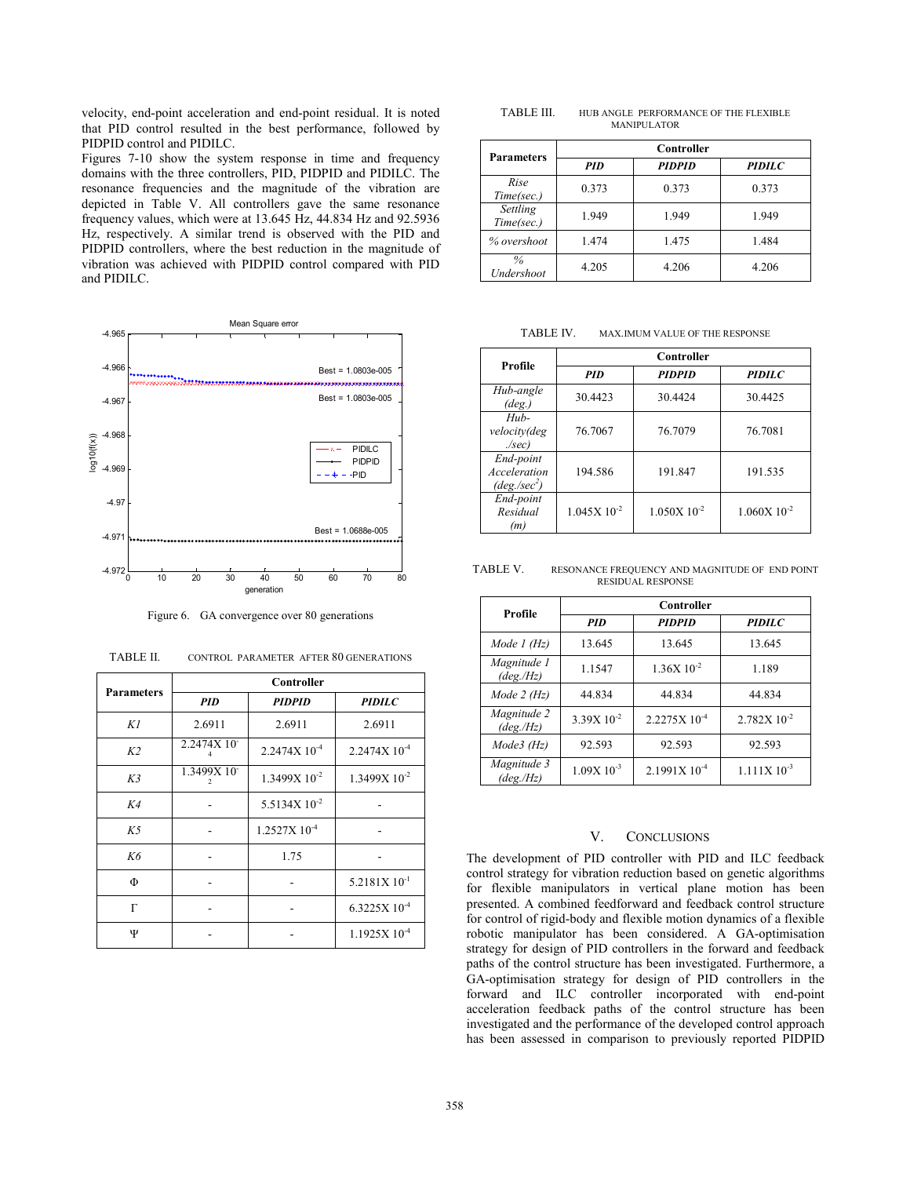velocity, end-point acceleration and end-point residual. It is noted that PID control resulted in the best performance, followed by PIDPID control and PIDILC.

Figures 7-10 show the system response in time and frequency domains with the three controllers, PID, PIDPID and PIDILC. The resonance frequencies and the magnitude of the vibration are depicted in Table V. All controllers gave the same resonance frequency values, which were at 13.645 Hz, 44.834 Hz and 92.5936 Hz, respectively. A similar trend is observed with the PID and PIDPID controllers, where the best reduction in the magnitude of vibration was achieved with PIDPID control compared with PID and PIDILC.

Figure 6. GA convergence over 80 generations

TABLE II. CONTROL PARAMETER AFTER 80 GENERATIONS

| Parameters | Controller | | |
|---|---|---|---|
| | ***PID*** | ***PIDPID*** | ***PIDILC*** |
| *K1* | 2.6911 | 2.6911 | 2.6911 |
| *K2* | $2.2474\text{X } 10^{-4}$ | $2.2474\text{X } 10^{-4}$ | $2.2474\text{X } 10^{-4}$ |
| *K3* | $1.3499\text{X } 10^{-2}$ | $1.3499\text{X } 10^{-2}$ | $1.3499\text{X } 10^{-2}$ |
| *K4* | - | $5.5134\text{X } 10^{-2}$ | - |
| *K5* | - | $1.2527\text{X } 10^{-4}$ | - |
| *K6* | - | 1.75 | - |
| Φ | - | - | $5.2181\text{X } 10^{-1}$ |
| Γ | - | - | $6.3225\text{X } 10^{-4}$ |
| Ψ | - | - | $1.1925\text{X } 10^{-4}$ |

TABLE III. HUB ANGLE PERFORMANCE OF THE FLEXIBLE MANIPULATOR

| Parameters | Controller | | |
|---|---|---|---|
| | ***PID*** | ***PIDPID*** | ***PIDILC*** |
| *Rise Time(sec.)* | 0.373 | 0.373 | 0.373 |
| *Settling Time(sec.)* | 1.949 | 1.949 | 1.949 |
| *% overshoot* | 1.474 | 1.475 | 1.484 |
| *% Undershoot* | 4.205 | 4.206 | 4.206 |

TABLE IV. MAX.IMUM VALUE OF THE RESPONSE

| Profile | Controller | | |
|---|---|---|---|
| | ***PID*** | ***PIDPID*** | ***PIDILC*** |
| *Hub-angle (deg.)* | 30.4423 | 30.4424 | 30.4425 |
| *Hub-velocity(deg./sec)* | 76.7067 | 76.7079 | 76.7081 |
| *End-point Acceleration (deg./sec$^2$)* | 194.586 | 191.847 | 191.535 |
| *End-point Residual (m)* | $1.045\text{X } 10^{-2}$ | $1.050\text{X } 10^{-2}$ | $1.060\text{X } 10^{-2}$ |

TABLE V. RESONANCE FREQUENCY AND MAGNITUDE OF END POINT RESIDUAL RESPONSE

| Profile | Controller | | |
|---|---|---|---|
| | ***PID*** | ***PIDPID*** | ***PIDILC*** |
| *Mode 1 (Hz)* | 13.645 | 13.645 | 13.645 |
| *Magnitude 1 (deg./Hz)* | 1.1547 | $1.36\text{X } 10^{-2}$ | 1.189 |
| *Mode 2 (Hz)* | 44.834 | 44.834 | 44.834 |
| *Magnitude 2 (deg./Hz)* | $3.39\text{X } 10^{-2}$ | $2.2275\text{X } 10^{-4}$ | $2.782\text{X } 10^{-2}$ |
| *Mode3 (Hz)* | 92.593 | 92.593 | 92.593 |
| *Magnitude 3 (deg./Hz)* | $1.09\text{X } 10^{-3}$ | $2.1991\text{X } 10^{-4}$ | $1.111\text{X } 10^{-3}$ |

## V. CONCLUSIONS

The development of PID controller with PID and ILC feedback control strategy for vibration reduction based on genetic algorithms for flexible manipulators in vertical plane motion has been presented. A combined feedforward and feedback control structure for control of rigid-body and flexible motion dynamics of a flexible robotic manipulator has been considered. A GA-optimisation strategy for design of PID controllers in the forward and feedback paths of the control structure has been investigated. Furthermore, a GA-optimisation strategy for design of PID controllers in the forward and ILC controller incorporated with end-point acceleration feedback paths of the control structure has been investigated and the performance of the developed control approach has been assessed in comparison to previously reported PIDPID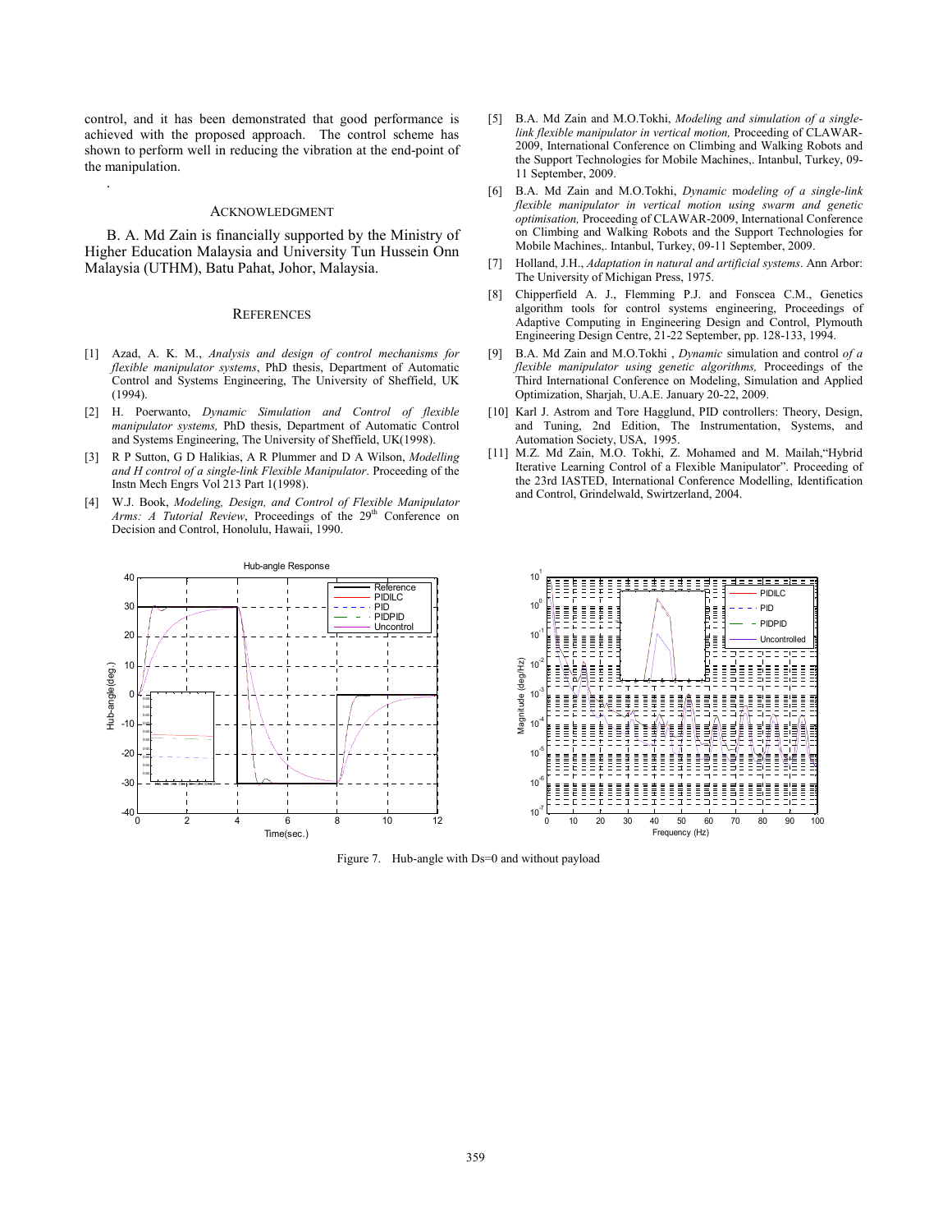control, and it has been demonstrated that good performance is achieved with the proposed approach. The control scheme has shown to perform well in reducing the vibration at the end-point of the manipulation.

.

## ACKNOWLEDGMENT

B. A. Md Zain is financially supported by the Ministry of Higher Education Malaysia and University Tun Hussein Onn Malaysia (UTHM), Batu Pahat, Johor, Malaysia.

## REFERENCES

[1] Azad, A. K. M., *Analysis and design of control mechanisms for flexible manipulator systems*, PhD thesis, Department of Automatic Control and Systems Engineering, The University of Sheffield, UK (1994).

[2] H. Poerwanto, *Dynamic Simulation and Control of flexible manipulator systems,* PhD thesis, Department of Automatic Control and Systems Engineering, The University of Sheffield, UK(1998).

[3] R P Sutton, G D Halikias, A R Plummer and D A Wilson, *Modelling and H control of a single-link Flexible Manipulator*. Proceeding of the Instn Mech Engrs Vol 213 Part 1(1998).

[4] W.J. Book, *Modeling, Design, and Control of Flexible Manipulator Arms: A Tutorial Review*, Proceedings of the 29th Conference on Decision and Control, Honolulu, Hawaii, 1990.

[5] B.A. Md Zain and M.O.Tokhi, *Modeling and simulation of a single-link flexible manipulator in vertical motion,* Proceeding of CLAWAR-2009, International Conference on Climbing and Walking Robots and the Support Technologies for Mobile Machines,. Intanbul, Turkey, 09-11 September, 2009.

[6] B.A. Md Zain and M.O.Tokhi, *Dynamic* m*odeling of a single-link flexible manipulator in vertical motion using swarm and genetic optimisation,* Proceeding of CLAWAR-2009, International Conference on Climbing and Walking Robots and the Support Technologies for Mobile Machines,. Intanbul, Turkey, 09-11 September, 2009.

[7] Holland, J.H., *Adaptation in natural and artificial systems*. Ann Arbor: The University of Michigan Press, 1975.

[8] Chipperfield A. J., Flemming P.J. and Fonscea C.M., Genetics algorithm tools for control systems engineering, Proceedings of Adaptive Computing in Engineering Design and Control, Plymouth Engineering Design Centre, 21-22 September, pp. 128-133, 1994.

[9] B.A. Md Zain and M.O.Tokhi , *Dynamic* simulation and control *of a flexible manipulator using genetic algorithms,* Proceedings of the Third International Conference on Modeling, Simulation and Applied Optimization, Sharjah, U.A.E. January 20-22, 2009.

[10] Karl J. Astrom and Tore Hagglund, PID controllers: Theory, Design, and Tuning, 2nd Edition, The Instrumentation, Systems, and Automation Society, USA, 1995.

[11] M.Z. Md Zain, M.O. Tokhi, Z. Mohamed and M. Mailah,"Hybrid Iterative Learning Control of a Flexible Manipulator". Proceeding of the 23rd IASTED, International Conference Modelling, Identification and Control, Grindelwald, Swirtzerland, 2004.

Figure 7. Hub-angle with Ds=0 and without payload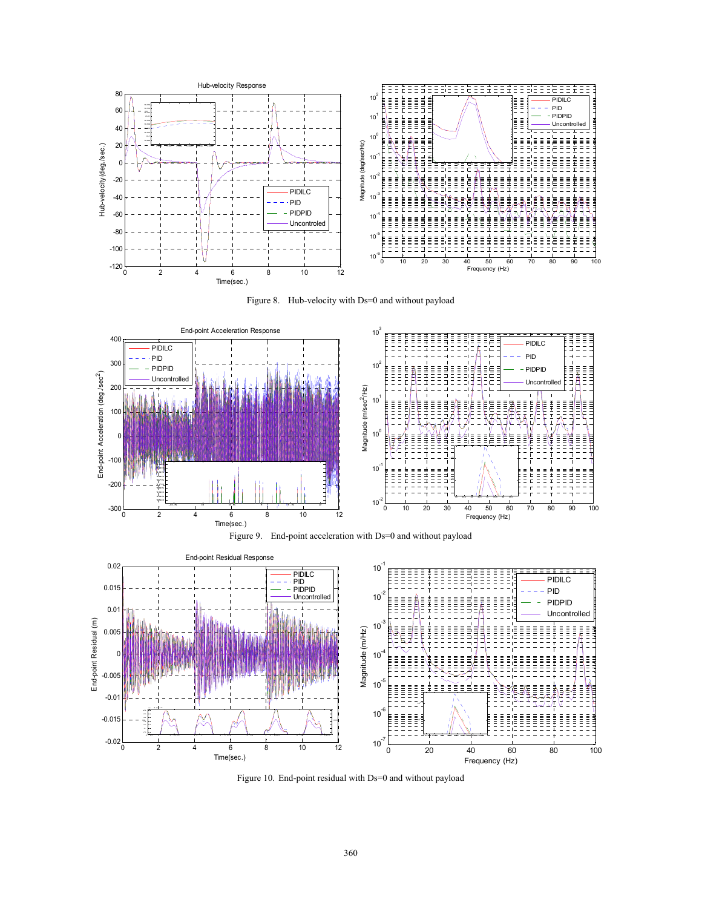Hub-velocity Response

80
60
40
20
0
-20
-40
-60
-80
-100
-120

0 2 4 6 8 10 12

Time(sec.)

Hub-velocity (deg./sec.)

PIDILC
PID
PIDPID
Uncontroled

$10^{2}$
$10^{1}$
$10^{0}$
$10^{-1}$
$10^{-2}$
$10^{-3}$
$10^{-4}$
$10^{-5}$
$10^{-6}$

0 10 20 30 40 50 60 70 80 90 100

Frequency (Hz)

Magnitude (deg/sec/Hz)

PIDILC
PID
PIDPID
Uncontrolled

Figure 8. Hub-velocity with Ds=0 and without payload

End-point Acceleration Response

400
300
200
100
0
-100
-200
-300

0 2 4 6 8 10 12

Time(sec.)

End-point Acceleration (deg./sec$^{2}$)

PIDILC
PID
PIDPID
Uncontrolled

$10^{3}$
$10^{2}$
$10^{1}$
$10^{0}$
$10^{-1}$
$10^{-2}$

0 10 20 30 40 50 60 70 80 90 100

Frequency (Hz)

Magnitude (m/sec$^{2}$/Hz)

PIDILC
PID
PIDPID
Uncontrolled

Figure 9. End-point acceleration with Ds=0 and without payload

End-point Residual Response

0.02
0.015
0.01
0.005
0
-0.005
-0.01
-0.015
-0.02

0 2 4 6 8 10 12

Time(sec.)

End-point Residual (m)

PIDILC
PID
PIDPID
Uncontroled

$10^{-1}$
$10^{-2}$
$10^{-3}$
$10^{-4}$
$10^{-5}$
$10^{-6}$
$10^{-7}$

0 20 40 60 80 100

Frequency (Hz)

Magnitude (m/Hz)

PIDILC
PID
PIDPID
Uncontrolled

Figure 10. End-point residual with Ds=0 and without payload